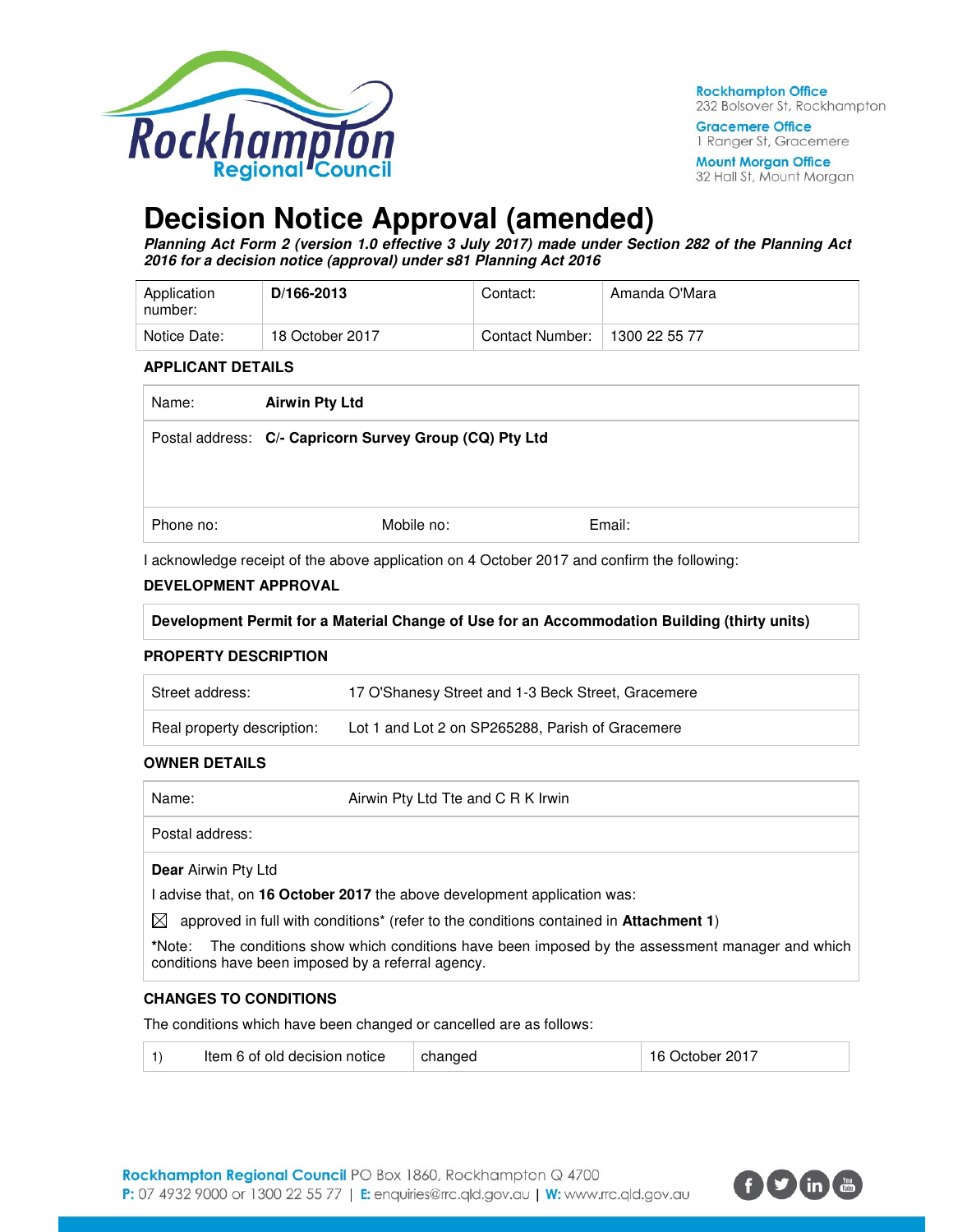# Decision Notice Approval (amended)

***Planning Act Form 2 (version 1.0 effective 3 July 2017) made under Section 282 of the Planning Act 2016 for a decision notice (approval) under s81 Planning Act 2016***

| Application number: | **D/166-2013** | Contact: | Amanda O'Mara |
|---|---|---|---|
| Notice Date: | 18 October 2017 | Contact Number: | 1300 22 55 77 |

### APPLICANT DETAILS

| Name: | **Airwin Pty Ltd** | |
|---|---|---|
| Postal address: | **C/- Capricorn Survey Group (CQ) Pty Ltd** | |
| Phone no: | Mobile no: | Email: |

I acknowledge receipt of the above application on 4 October 2017 and confirm the following:

### DEVELOPMENT APPROVAL

| **Development Permit for a Material Change of Use for an Accommodation Building (thirty units)** |
|---|

### PROPERTY DESCRIPTION

| Street address: | 17 O'Shanesy Street and 1-3 Beck Street, Gracemere |
|---|---|
| Real property description: | Lot 1 and Lot 2 on SP265288, Parish of Gracemere |

### OWNER DETAILS

| Name: | Airwin Pty Ltd Tte and C R K Irwin |
|---|---|
| Postal address: | |

**Dear** Airwin Pty Ltd

I advise that, on **16 October 2017** the above development application was:

☒ approved in full with conditions* (refer to the conditions contained in **Attachment 1**)

*Note: The conditions show which conditions have been imposed by the assessment manager and which conditions have been imposed by a referral agency.

### CHANGES TO CONDITIONS

The conditions which have been changed or cancelled are as follows:

| 1) | Item 6 of old decision notice | changed | 16 October 2017 |
|---|---|---|---|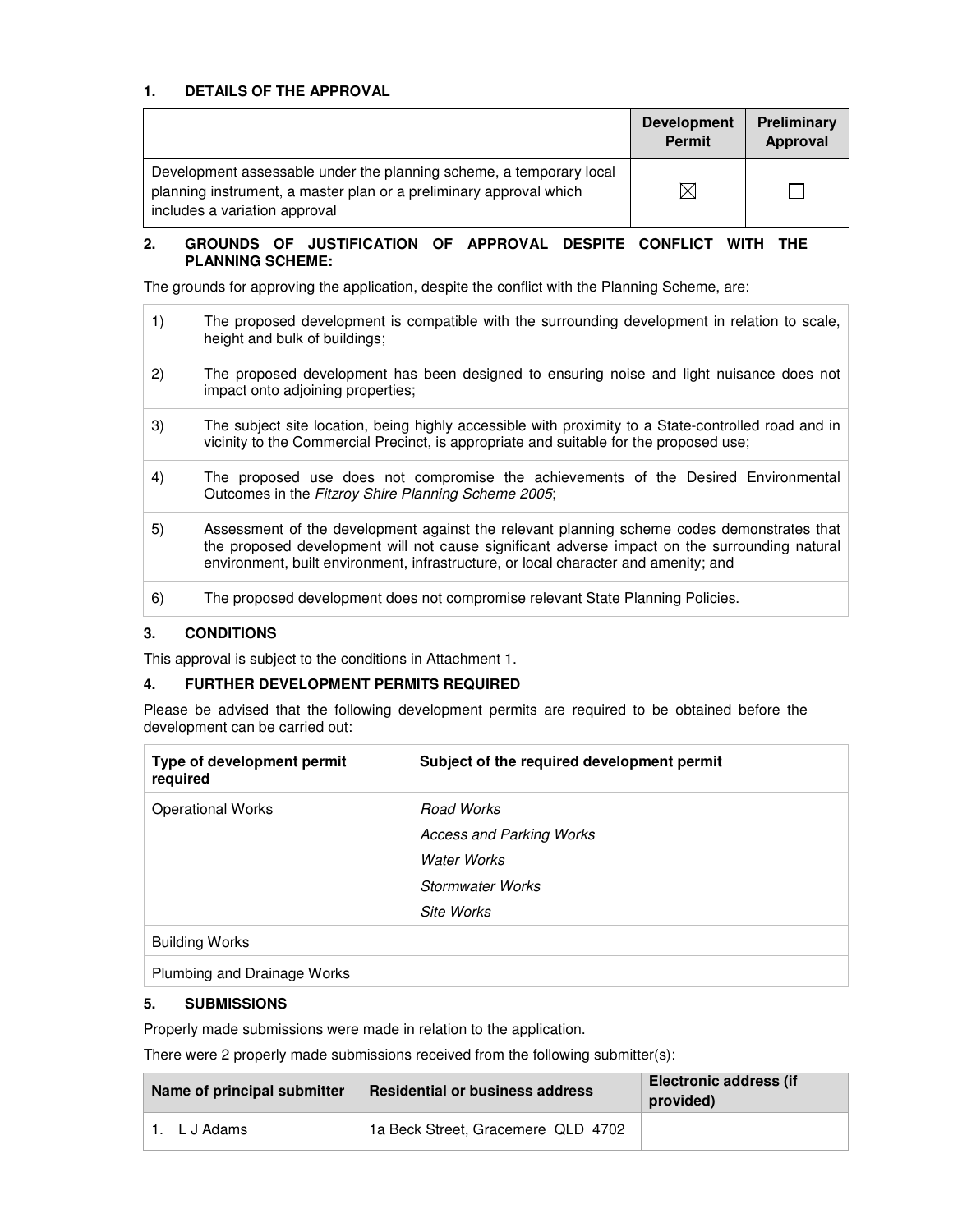## 1. DETAILS OF THE APPROVAL

| | Development Permit | Preliminary Approval |
|---|---|---|
| Development assessable under the planning scheme, a temporary local planning instrument, a master plan or a preliminary approval which includes a variation approval | ☒ | ☐ |

## 2. GROUNDS OF JUSTIFICATION OF APPROVAL DESPITE CONFLICT WITH THE PLANNING SCHEME:

The grounds for approving the application, despite the conflict with the Planning Scheme, are:

| | |
|---|---|
| 1) | The proposed development is compatible with the surrounding development in relation to scale, height and bulk of buildings; |
| 2) | The proposed development has been designed to ensuring noise and light nuisance does not impact onto adjoining properties; |
| 3) | The subject site location, being highly accessible with proximity to a State-controlled road and in vicinity to the Commercial Precinct, is appropriate and suitable for the proposed use; |
| 4) | The proposed use does not compromise the achievements of the Desired Environmental Outcomes in the *Fitzroy Shire Planning Scheme 2005*; |
| 5) | Assessment of the development against the relevant planning scheme codes demonstrates that the proposed development will not cause significant adverse impact on the surrounding natural environment, built environment, infrastructure, or local character and amenity; and |
| 6) | The proposed development does not compromise relevant State Planning Policies. |

## 3. CONDITIONS

This approval is subject to the conditions in Attachment 1.

## 4. FURTHER DEVELOPMENT PERMITS REQUIRED

Please be advised that the following development permits are required to be obtained before the development can be carried out:

| Type of development permit required | Subject of the required development permit |
|---|---|
| Operational Works | *Road Works*<br>*Access and Parking Works*<br>*Water Works*<br>*Stormwater Works*<br>*Site Works* |
| Building Works | |
| Plumbing and Drainage Works | |

## 5. SUBMISSIONS

Properly made submissions were made in relation to the application.

There were 2 properly made submissions received from the following submitter(s):

| Name of principal submitter | Residential or business address | Electronic address (if provided) |
|---|---|---|
| 1. L J Adams | 1a Beck Street, Gracemere QLD 4702 | |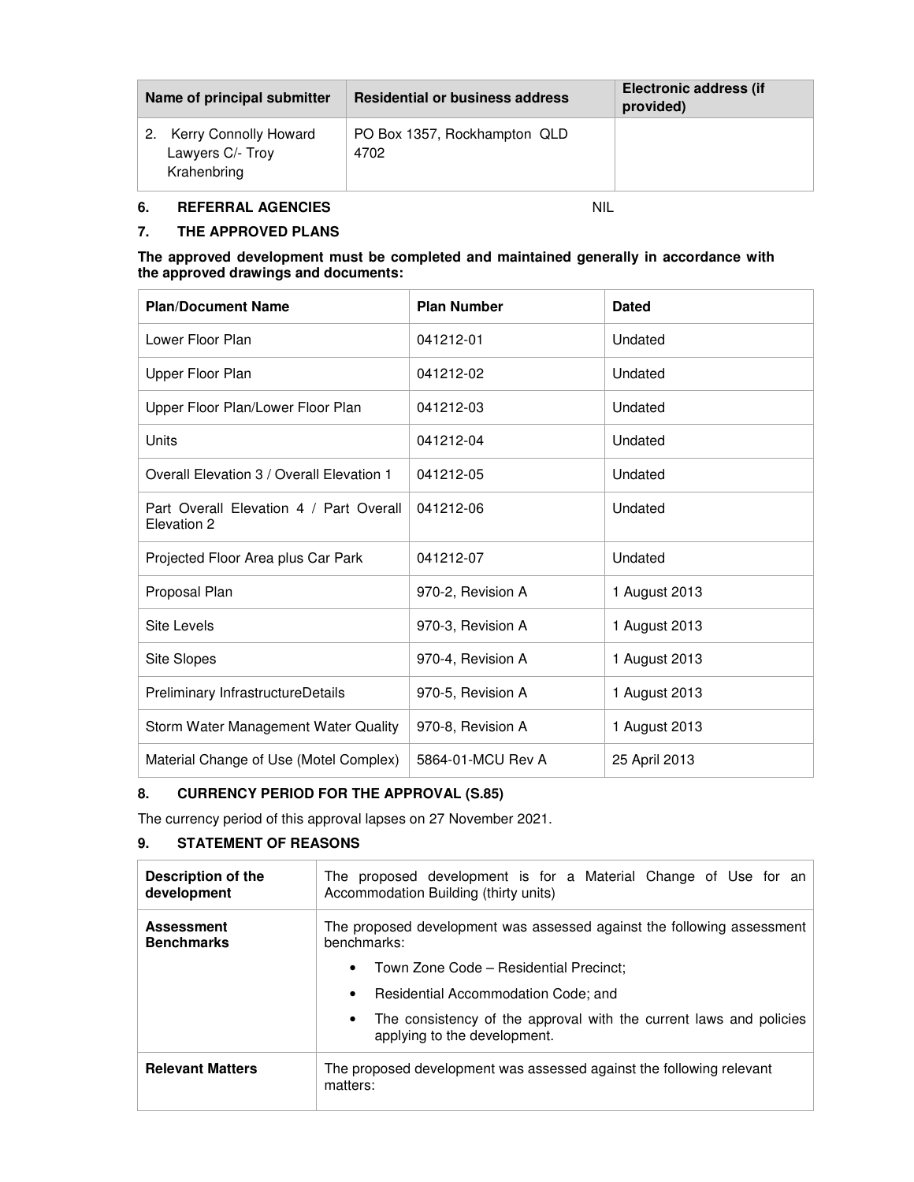| Name of principal submitter | Residential or business address | Electronic address (if provided) |
|---|---|---|
| 2. Kerry Connolly Howard Lawyers C/- Troy Krahenbring | PO Box 1357, Rockhampton QLD 4702 | |

## 6. REFERRAL AGENCIES

NIL

## 7. THE APPROVED PLANS

**The approved development must be completed and maintained generally in accordance with the approved drawings and documents:**

| Plan/Document Name | Plan Number | Dated |
|---|---|---|
| Lower Floor Plan | 041212-01 | Undated |
| Upper Floor Plan | 041212-02 | Undated |
| Upper Floor Plan/Lower Floor Plan | 041212-03 | Undated |
| Units | 041212-04 | Undated |
| Overall Elevation 3 / Overall Elevation 1 | 041212-05 | Undated |
| Part Overall Elevation 4 / Part Overall Elevation 2 | 041212-06 | Undated |
| Projected Floor Area plus Car Park | 041212-07 | Undated |
| Proposal Plan | 970-2, Revision A | 1 August 2013 |
| Site Levels | 970-3, Revision A | 1 August 2013 |
| Site Slopes | 970-4, Revision A | 1 August 2013 |
| Preliminary InfrastructureDetails | 970-5, Revision A | 1 August 2013 |
| Storm Water Management Water Quality | 970-8, Revision A | 1 August 2013 |
| Material Change of Use (Motel Complex) | 5864-01-MCU Rev A | 25 April 2013 |

## 8. CURRENCY PERIOD FOR THE APPROVAL (S.85)

The currency period of this approval lapses on 27 November 2021.

## 9. STATEMENT OF REASONS

| | |
|---|---|
| **Description of the development** | The proposed development is for a Material Change of Use for an Accommodation Building (thirty units) |
| **Assessment Benchmarks** | The proposed development was assessed against the following assessment benchmarks:<br>• Town Zone Code – Residential Precinct;<br>• Residential Accommodation Code; and<br>• The consistency of the approval with the current laws and policies applying to the development. |
| **Relevant Matters** | The proposed development was assessed against the following relevant matters: |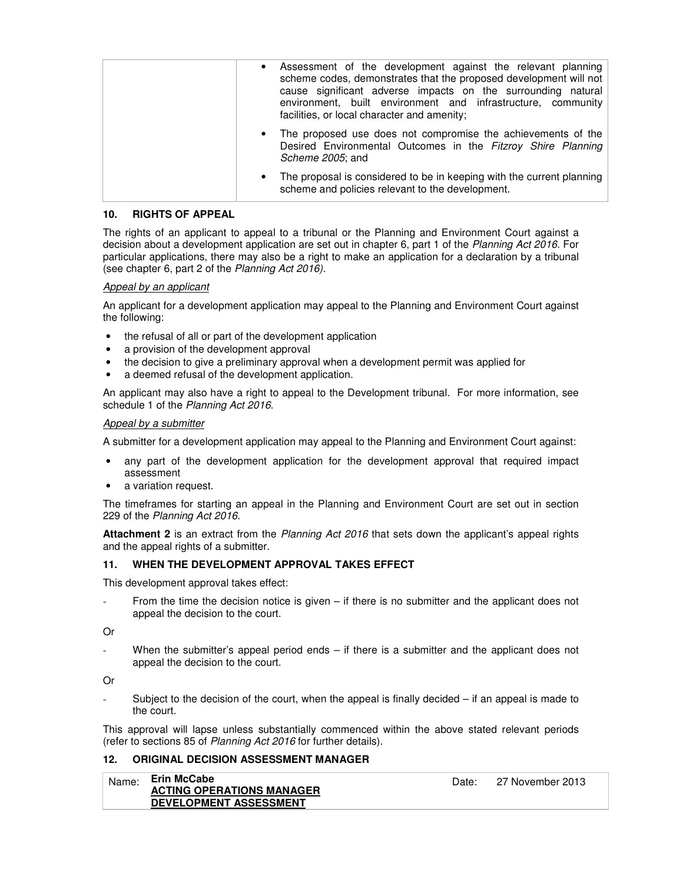| | • Assessment of the development against the relevant planning scheme codes, demonstrates that the proposed development will not cause significant adverse impacts on the surrounding natural environment, built environment and infrastructure, community facilities, or local character and amenity;<br>• The proposed use does not compromise the achievements of the Desired Environmental Outcomes in the *Fitzroy Shire Planning Scheme 2005*; and<br>• The proposal is considered to be in keeping with the current planning scheme and policies relevant to the development. |
|---|---|

## 10. RIGHTS OF APPEAL

The rights of an applicant to appeal to a tribunal or the Planning and Environment Court against a decision about a development application are set out in chapter 6, part 1 of the *Planning Act 2016*. For particular applications, there may also be a right to make an application for a declaration by a tribunal (see chapter 6, part 2 of the *Planning Act 2016).*

*Appeal by an applicant*

An applicant for a development application may appeal to the Planning and Environment Court against the following:

- the refusal of all or part of the development application
- a provision of the development approval
- the decision to give a preliminary approval when a development permit was applied for
- a deemed refusal of the development application.

An applicant may also have a right to appeal to the Development tribunal. For more information, see schedule 1 of the *Planning Act 2016*.

*Appeal by a submitter*

A submitter for a development application may appeal to the Planning and Environment Court against:

- any part of the development application for the development approval that required impact assessment
- a variation request.

The timeframes for starting an appeal in the Planning and Environment Court are set out in section 229 of the *Planning Act 2016*.

**Attachment 2** is an extract from the *Planning Act 2016* that sets down the applicant's appeal rights and the appeal rights of a submitter.

## 11. WHEN THE DEVELOPMENT APPROVAL TAKES EFFECT

This development approval takes effect:

- From the time the decision notice is given – if there is no submitter and the applicant does not appeal the decision to the court.

Or

- When the submitter's appeal period ends – if there is a submitter and the applicant does not appeal the decision to the court.

Or

- Subject to the decision of the court, when the appeal is finally decided – if an appeal is made to the court.

This approval will lapse unless substantially commenced within the above stated relevant periods (refer to sections 85 of *Planning Act 2016* for further details).

## 12. ORIGINAL DECISION ASSESSMENT MANAGER

| Name: | **Erin McCabe**<br>**ACTING OPERATIONS MANAGER**<br>**DEVELOPMENT ASSESSMENT** | Date: | 27 November 2013 |
|---|---|---|---|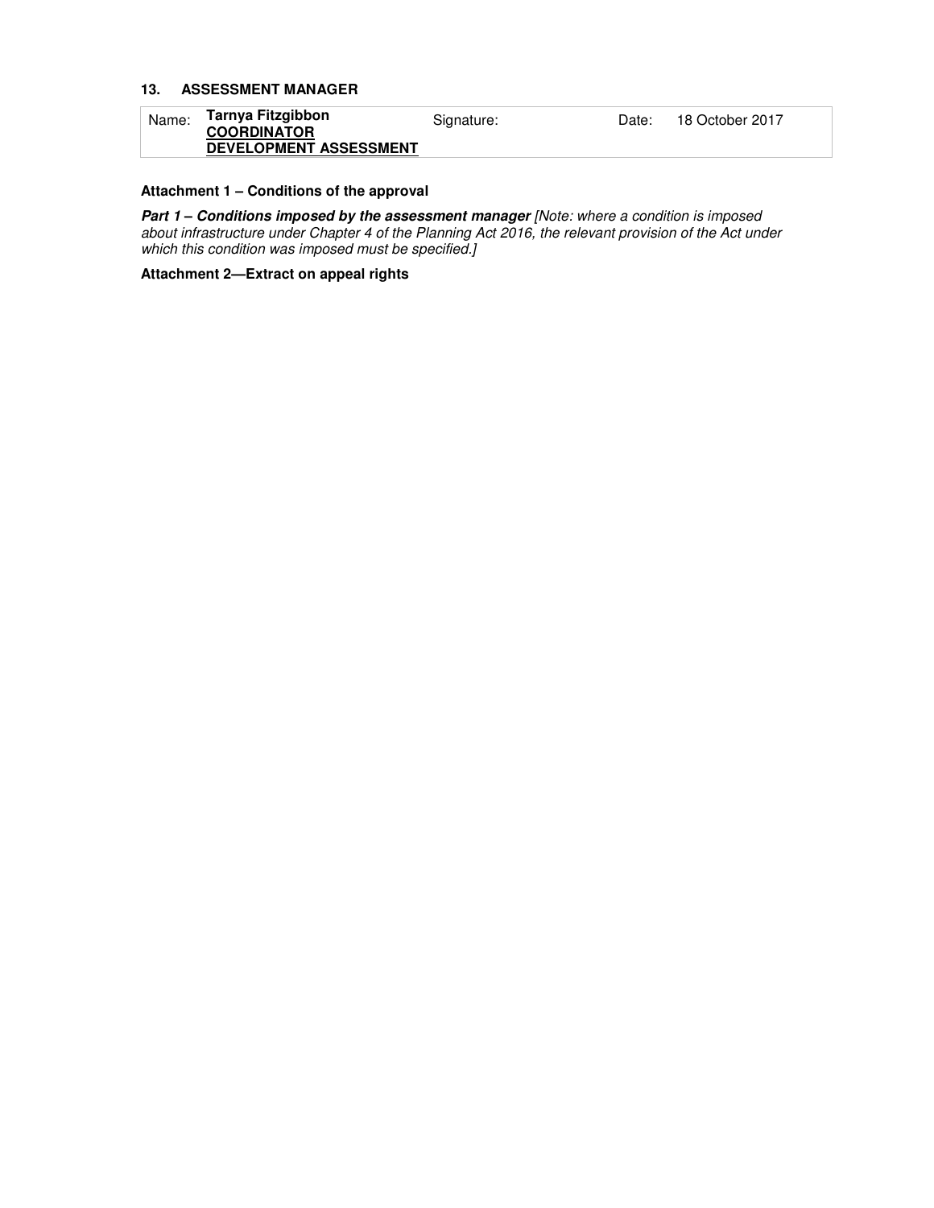### 13. ASSESSMENT MANAGER

| Name: | **Tarnya Fitzgibbon**<br>**COORDINATOR**<br>**DEVELOPMENT ASSESSMENT** | Signature: | | Date: | 18 October 2017 |
|---|---|---|---|---|---|

**Attachment 1 – Conditions of the approval**

***Part 1 – Conditions imposed by the assessment manager*** *[Note: where a condition is imposed about infrastructure under Chapter 4 of the Planning Act 2016, the relevant provision of the Act under which this condition was imposed must be specified.]*

**Attachment 2—Extract on appeal rights**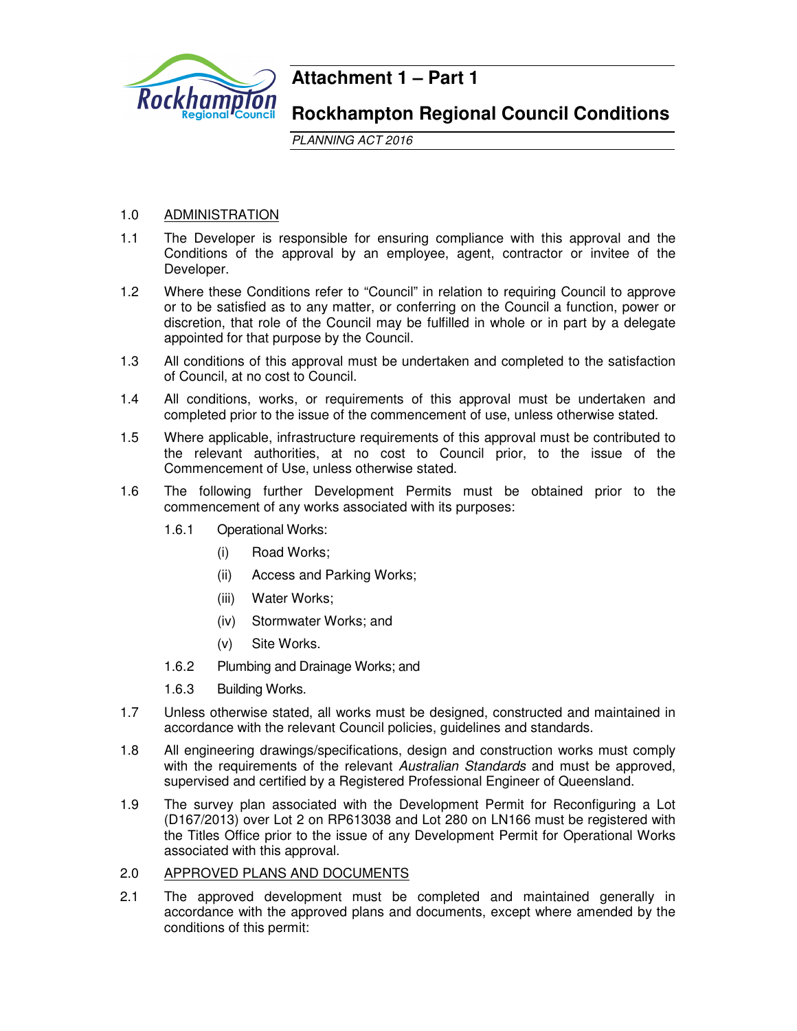# Attachment 1 – Part 1

## Rockhampton Regional Council Conditions

*PLANNING ACT 2016*

1.0 ADMINISTRATION

1.1 The Developer is responsible for ensuring compliance with this approval and the Conditions of the approval by an employee, agent, contractor or invitee of the Developer.

1.2 Where these Conditions refer to "Council" in relation to requiring Council to approve or to be satisfied as to any matter, or conferring on the Council a function, power or discretion, that role of the Council may be fulfilled in whole or in part by a delegate appointed for that purpose by the Council.

1.3 All conditions of this approval must be undertaken and completed to the satisfaction of Council, at no cost to Council.

1.4 All conditions, works, or requirements of this approval must be undertaken and completed prior to the issue of the commencement of use, unless otherwise stated.

1.5 Where applicable, infrastructure requirements of this approval must be contributed to the relevant authorities, at no cost to Council prior, to the issue of the Commencement of Use, unless otherwise stated.

1.6 The following further Development Permits must be obtained prior to the commencement of any works associated with its purposes:

1.6.1 Operational Works:

(i) Road Works;

(ii) Access and Parking Works;

(iii) Water Works;

(iv) Stormwater Works; and

(v) Site Works.

1.6.2 Plumbing and Drainage Works; and

1.6.3 Building Works.

1.7 Unless otherwise stated, all works must be designed, constructed and maintained in accordance with the relevant Council policies, guidelines and standards.

1.8 All engineering drawings/specifications, design and construction works must comply with the requirements of the relevant *Australian Standards* and must be approved, supervised and certified by a Registered Professional Engineer of Queensland.

1.9 The survey plan associated with the Development Permit for Reconfiguring a Lot (D167/2013) over Lot 2 on RP613038 and Lot 280 on LN166 must be registered with the Titles Office prior to the issue of any Development Permit for Operational Works associated with this approval.

2.0 APPROVED PLANS AND DOCUMENTS

2.1 The approved development must be completed and maintained generally in accordance with the approved plans and documents, except where amended by the conditions of this permit: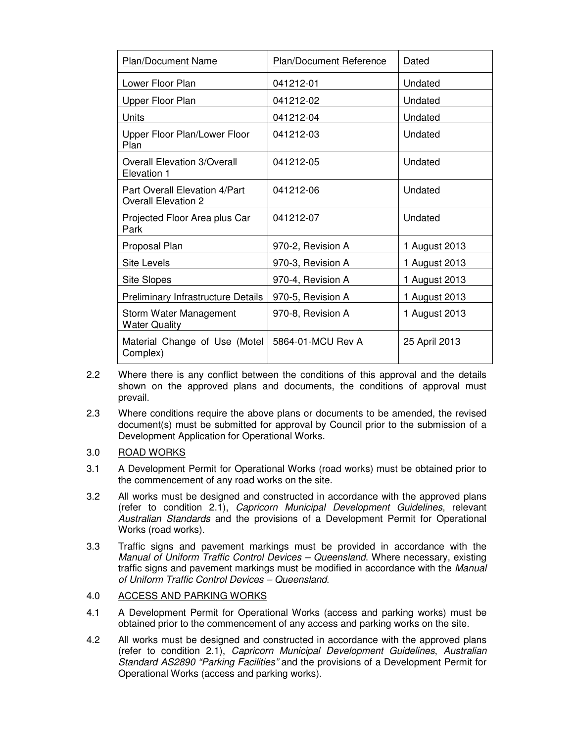| Plan/Document Name | Plan/Document Reference | Dated |
|---|---|---|
| Lower Floor Plan | 041212-01 | Undated |
| Upper Floor Plan | 041212-02 | Undated |
| Units | 041212-04 | Undated |
| Upper Floor Plan/Lower Floor Plan | 041212-03 | Undated |
| Overall Elevation 3/Overall Elevation 1 | 041212-05 | Undated |
| Part Overall Elevation 4/Part Overall Elevation 2 | 041212-06 | Undated |
| Projected Floor Area plus Car Park | 041212-07 | Undated |
| Proposal Plan | 970-2, Revision A | 1 August 2013 |
| Site Levels | 970-3, Revision A | 1 August 2013 |
| Site Slopes | 970-4, Revision A | 1 August 2013 |
| Preliminary Infrastructure Details | 970-5, Revision A | 1 August 2013 |
| Storm Water Management Water Quality | 970-8, Revision A | 1 August 2013 |
| Material Change of Use (Motel Complex) | 5864-01-MCU Rev A | 25 April 2013 |

2.2 Where there is any conflict between the conditions of this approval and the details shown on the approved plans and documents, the conditions of approval must prevail.

2.3 Where conditions require the above plans or documents to be amended, the revised document(s) must be submitted for approval by Council prior to the submission of a Development Application for Operational Works.

3.0 ROAD WORKS

3.1 A Development Permit for Operational Works (road works) must be obtained prior to the commencement of any road works on the site.

3.2 All works must be designed and constructed in accordance with the approved plans (refer to condition 2.1), *Capricorn Municipal Development Guidelines*, relevant *Australian Standards* and the provisions of a Development Permit for Operational Works (road works).

3.3 Traffic signs and pavement markings must be provided in accordance with the *Manual of Uniform Traffic Control Devices – Queensland*. Where necessary, existing traffic signs and pavement markings must be modified in accordance with the *Manual of Uniform Traffic Control Devices – Queensland*.

4.0 ACCESS AND PARKING WORKS

4.1 A Development Permit for Operational Works (access and parking works) must be obtained prior to the commencement of any access and parking works on the site.

4.2 All works must be designed and constructed in accordance with the approved plans (refer to condition 2.1), *Capricorn Municipal Development Guidelines*, *Australian Standard AS2890 "Parking Facilities"* and the provisions of a Development Permit for Operational Works (access and parking works).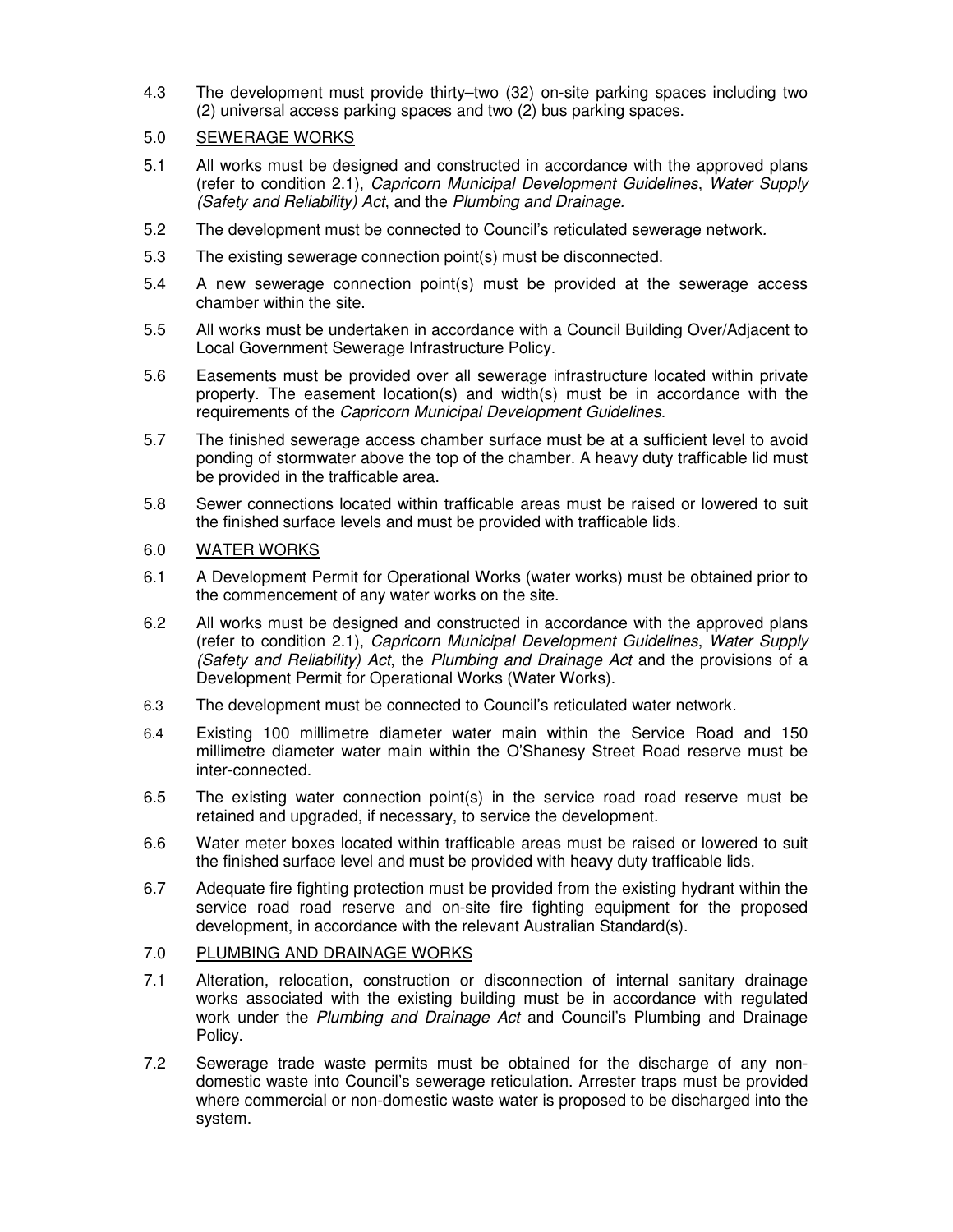4.3 The development must provide thirty–two (32) on-site parking spaces including two (2) universal access parking spaces and two (2) bus parking spaces.

5.0 <u>SEWERAGE WORKS</u>

5.1 All works must be designed and constructed in accordance with the approved plans (refer to condition 2.1), *Capricorn Municipal Development Guidelines*, *Water Supply (Safety and Reliability) Act*, and the *Plumbing and Drainage.*

5.2 The development must be connected to Council's reticulated sewerage network.

5.3 The existing sewerage connection point(s) must be disconnected.

5.4 A new sewerage connection point(s) must be provided at the sewerage access chamber within the site.

5.5 All works must be undertaken in accordance with a Council Building Over/Adjacent to Local Government Sewerage Infrastructure Policy.

5.6 Easements must be provided over all sewerage infrastructure located within private property. The easement location(s) and width(s) must be in accordance with the requirements of the *Capricorn Municipal Development Guidelines*.

5.7 The finished sewerage access chamber surface must be at a sufficient level to avoid ponding of stormwater above the top of the chamber. A heavy duty trafficable lid must be provided in the trafficable area.

5.8 Sewer connections located within trafficable areas must be raised or lowered to suit the finished surface levels and must be provided with trafficable lids.

6.0 <u>WATER WORKS</u>

6.1 A Development Permit for Operational Works (water works) must be obtained prior to the commencement of any water works on the site.

6.2 All works must be designed and constructed in accordance with the approved plans (refer to condition 2.1), *Capricorn Municipal Development Guidelines*, *Water Supply (Safety and Reliability) Act*, the *Plumbing and Drainage Act* and the provisions of a Development Permit for Operational Works (Water Works).

6.3 The development must be connected to Council's reticulated water network.

6.4 Existing 100 millimetre diameter water main within the Service Road and 150 millimetre diameter water main within the O'Shanesy Street Road reserve must be inter-connected.

6.5 The existing water connection point(s) in the service road road reserve must be retained and upgraded, if necessary, to service the development.

6.6 Water meter boxes located within trafficable areas must be raised or lowered to suit the finished surface level and must be provided with heavy duty trafficable lids.

6.7 Adequate fire fighting protection must be provided from the existing hydrant within the service road road reserve and on-site fire fighting equipment for the proposed development, in accordance with the relevant Australian Standard(s).

7.0 <u>PLUMBING AND DRAINAGE WORKS</u>

7.1 Alteration, relocation, construction or disconnection of internal sanitary drainage works associated with the existing building must be in accordance with regulated work under the *Plumbing and Drainage Act* and Council's Plumbing and Drainage Policy.

7.2 Sewerage trade waste permits must be obtained for the discharge of any non-domestic waste into Council's sewerage reticulation. Arrester traps must be provided where commercial or non-domestic waste water is proposed to be discharged into the system.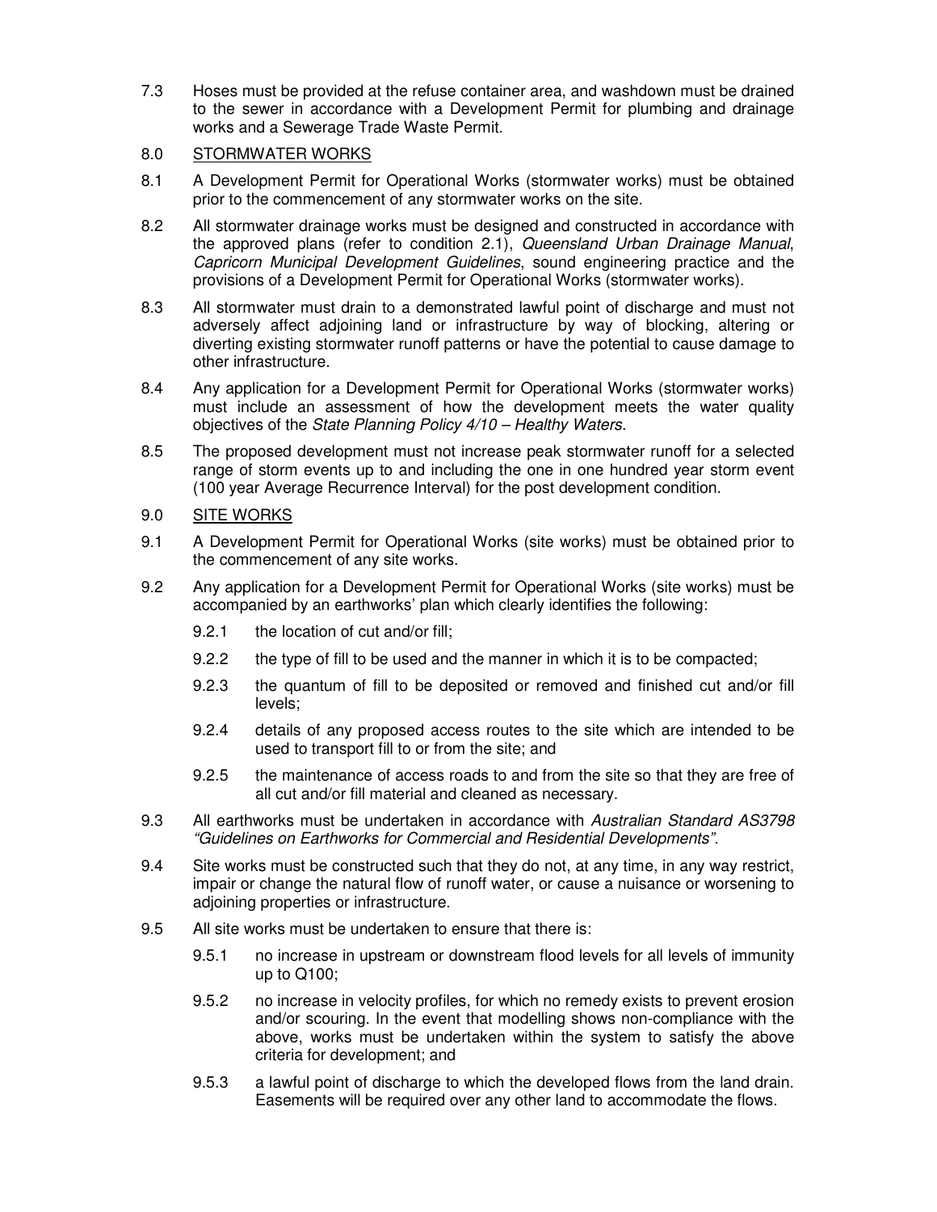7.3 Hoses must be provided at the refuse container area, and washdown must be drained to the sewer in accordance with a Development Permit for plumbing and drainage works and a Sewerage Trade Waste Permit.

8.0 <u>STORMWATER WORKS</u>

8.1 A Development Permit for Operational Works (stormwater works) must be obtained prior to the commencement of any stormwater works on the site.

8.2 All stormwater drainage works must be designed and constructed in accordance with the approved plans (refer to condition 2.1), *Queensland Urban Drainage Manual*, *Capricorn Municipal Development Guidelines*, sound engineering practice and the provisions of a Development Permit for Operational Works (stormwater works).

8.3 All stormwater must drain to a demonstrated lawful point of discharge and must not adversely affect adjoining land or infrastructure by way of blocking, altering or diverting existing stormwater runoff patterns or have the potential to cause damage to other infrastructure.

8.4 Any application for a Development Permit for Operational Works (stormwater works) must include an assessment of how the development meets the water quality objectives of the *State Planning Policy 4/10 – Healthy Waters*.

8.5 The proposed development must not increase peak stormwater runoff for a selected range of storm events up to and including the one in one hundred year storm event (100 year Average Recurrence Interval) for the post development condition.

9.0 <u>SITE WORKS</u>

9.1 A Development Permit for Operational Works (site works) must be obtained prior to the commencement of any site works.

9.2 Any application for a Development Permit for Operational Works (site works) must be accompanied by an earthworks' plan which clearly identifies the following:

 9.2.1 the location of cut and/or fill;

 9.2.2 the type of fill to be used and the manner in which it is to be compacted;

 9.2.3 the quantum of fill to be deposited or removed and finished cut and/or fill levels;

 9.2.4 details of any proposed access routes to the site which are intended to be used to transport fill to or from the site; and

 9.2.5 the maintenance of access roads to and from the site so that they are free of all cut and/or fill material and cleaned as necessary.

9.3 All earthworks must be undertaken in accordance with *Australian Standard AS3798 "Guidelines on Earthworks for Commercial and Residential Developments"*.

9.4 Site works must be constructed such that they do not, at any time, in any way restrict, impair or change the natural flow of runoff water, or cause a nuisance or worsening to adjoining properties or infrastructure.

9.5 All site works must be undertaken to ensure that there is:

 9.5.1 no increase in upstream or downstream flood levels for all levels of immunity up to Q100;

 9.5.2 no increase in velocity profiles, for which no remedy exists to prevent erosion and/or scouring. In the event that modelling shows non-compliance with the above, works must be undertaken within the system to satisfy the above criteria for development; and

 9.5.3 a lawful point of discharge to which the developed flows from the land drain. Easements will be required over any other land to accommodate the flows.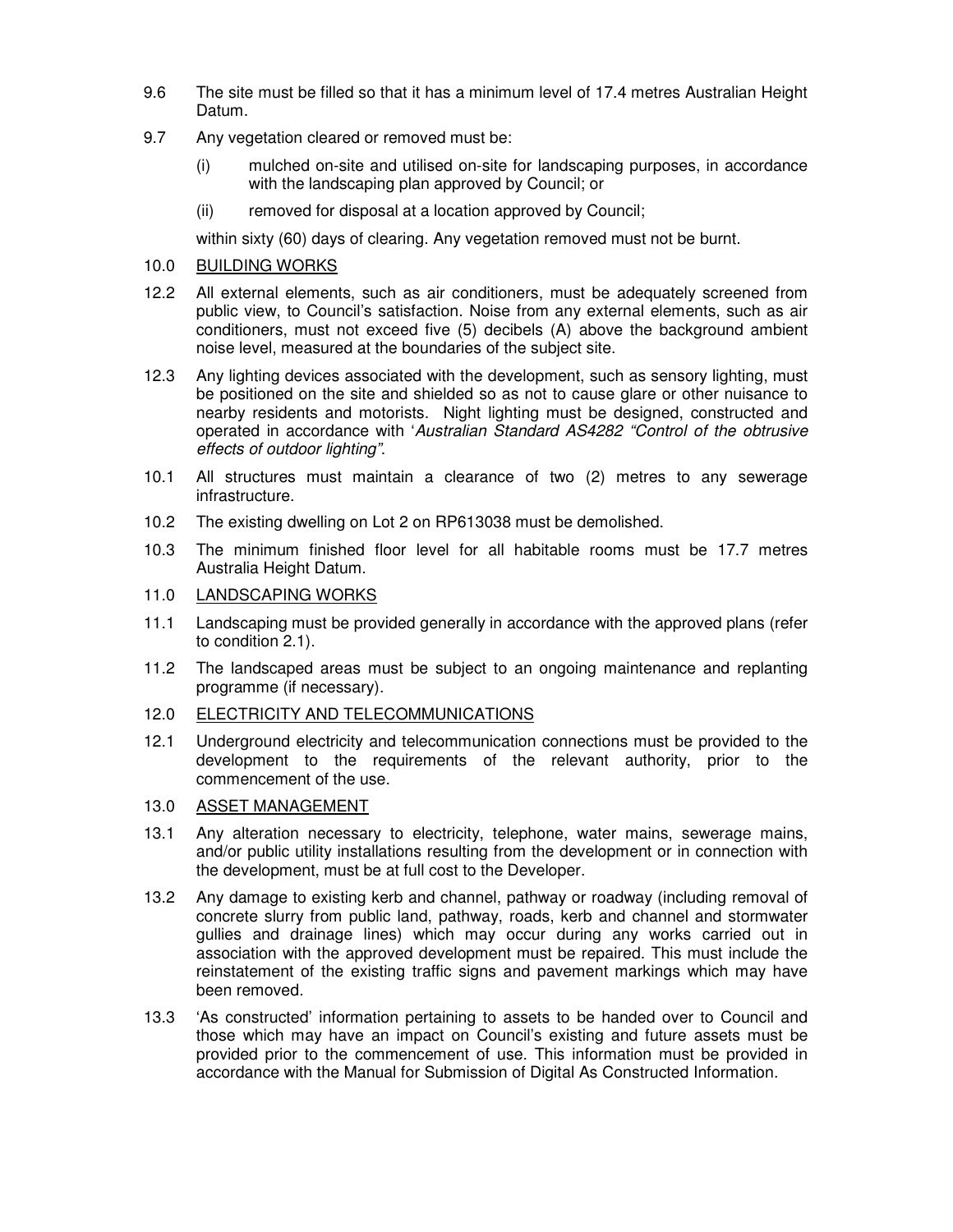9.6 The site must be filled so that it has a minimum level of 17.4 metres Australian Height Datum.

9.7 Any vegetation cleared or removed must be:

(i) mulched on-site and utilised on-site for landscaping purposes, in accordance with the landscaping plan approved by Council; or

(ii) removed for disposal at a location approved by Council;

within sixty (60) days of clearing. Any vegetation removed must not be burnt.

10.0 <u>BUILDING WORKS</u>

12.2 All external elements, such as air conditioners, must be adequately screened from public view, to Council's satisfaction. Noise from any external elements, such as air conditioners, must not exceed five (5) decibels (A) above the background ambient noise level, measured at the boundaries of the subject site.

12.3 Any lighting devices associated with the development, such as sensory lighting, must be positioned on the site and shielded so as not to cause glare or other nuisance to nearby residents and motorists. Night lighting must be designed, constructed and operated in accordance with '*Australian Standard AS4282 "Control of the obtrusive effects of outdoor lighting"*.

10.1 All structures must maintain a clearance of two (2) metres to any sewerage infrastructure.

10.2 The existing dwelling on Lot 2 on RP613038 must be demolished.

10.3 The minimum finished floor level for all habitable rooms must be 17.7 metres Australia Height Datum.

11.0 <u>LANDSCAPING WORKS</u>

11.1 Landscaping must be provided generally in accordance with the approved plans (refer to condition 2.1).

11.2 The landscaped areas must be subject to an ongoing maintenance and replanting programme (if necessary).

12.0 <u>ELECTRICITY AND TELECOMMUNICATIONS</u>

12.1 Underground electricity and telecommunication connections must be provided to the development to the requirements of the relevant authority, prior to the commencement of the use.

13.0 <u>ASSET MANAGEMENT</u>

13.1 Any alteration necessary to electricity, telephone, water mains, sewerage mains, and/or public utility installations resulting from the development or in connection with the development, must be at full cost to the Developer.

13.2 Any damage to existing kerb and channel, pathway or roadway (including removal of concrete slurry from public land, pathway, roads, kerb and channel and stormwater gullies and drainage lines) which may occur during any works carried out in association with the approved development must be repaired. This must include the reinstatement of the existing traffic signs and pavement markings which may have been removed.

13.3 'As constructed' information pertaining to assets to be handed over to Council and those which may have an impact on Council's existing and future assets must be provided prior to the commencement of use. This information must be provided in accordance with the Manual for Submission of Digital As Constructed Information.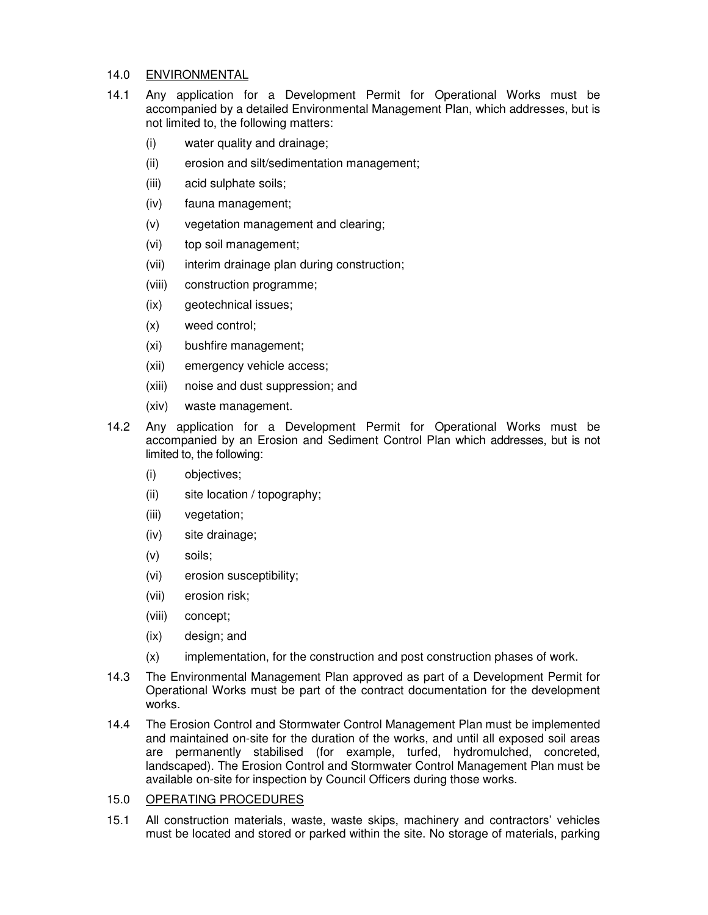## 14.0 ENVIRONMENTAL

14.1 Any application for a Development Permit for Operational Works must be accompanied by a detailed Environmental Management Plan, which addresses, but is not limited to, the following matters:

- (i) water quality and drainage;
- (ii) erosion and silt/sedimentation management;
- (iii) acid sulphate soils;
- (iv) fauna management;
- (v) vegetation management and clearing;
- (vi) top soil management;
- (vii) interim drainage plan during construction;
- (viii) construction programme;
- (ix) geotechnical issues;
- (x) weed control;
- (xi) bushfire management;
- (xii) emergency vehicle access;
- (xiii) noise and dust suppression; and
- (xiv) waste management.

14.2 Any application for a Development Permit for Operational Works must be accompanied by an Erosion and Sediment Control Plan which addresses, but is not limited to, the following:

- (i) objectives;
- (ii) site location / topography;
- (iii) vegetation;
- (iv) site drainage;
- (v) soils;
- (vi) erosion susceptibility;
- (vii) erosion risk;
- (viii) concept;
- (ix) design; and
- (x) implementation, for the construction and post construction phases of work.

14.3 The Environmental Management Plan approved as part of a Development Permit for Operational Works must be part of the contract documentation for the development works.

14.4 The Erosion Control and Stormwater Control Management Plan must be implemented and maintained on-site for the duration of the works, and until all exposed soil areas are permanently stabilised (for example, turfed, hydromulched, concreted, landscaped). The Erosion Control and Stormwater Control Management Plan must be available on-site for inspection by Council Officers during those works.

## 15.0 OPERATING PROCEDURES

15.1 All construction materials, waste, waste skips, machinery and contractors' vehicles must be located and stored or parked within the site. No storage of materials, parking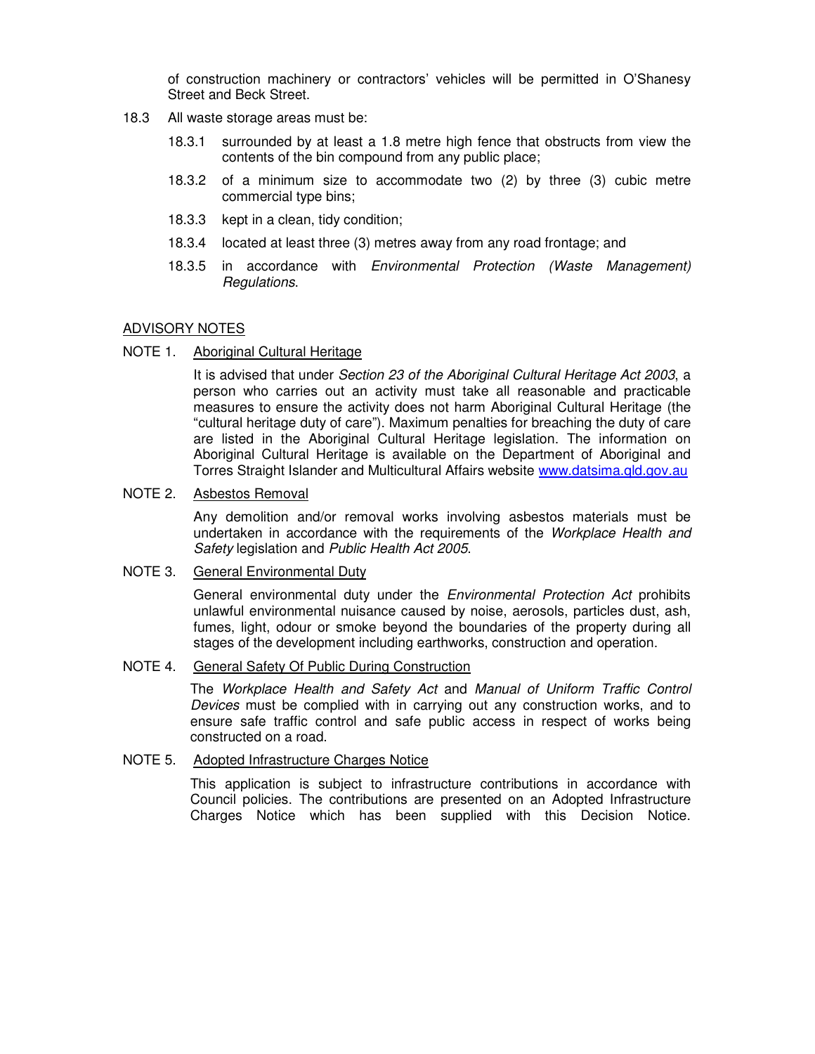of construction machinery or contractors' vehicles will be permitted in O'Shanesy Street and Beck Street.

18.3 All waste storage areas must be:

- 18.3.1 surrounded by at least a 1.8 metre high fence that obstructs from view the contents of the bin compound from any public place;
- 18.3.2 of a minimum size to accommodate two (2) by three (3) cubic metre commercial type bins;
- 18.3.3 kept in a clean, tidy condition;
- 18.3.4 located at least three (3) metres away from any road frontage; and
- 18.3.5 in accordance with *Environmental Protection (Waste Management) Regulations*.

ADVISORY NOTES

NOTE 1. Aboriginal Cultural Heritage

It is advised that under *Section 23 of the Aboriginal Cultural Heritage Act 2003*, a person who carries out an activity must take all reasonable and practicable measures to ensure the activity does not harm Aboriginal Cultural Heritage (the "cultural heritage duty of care"). Maximum penalties for breaching the duty of care are listed in the Aboriginal Cultural Heritage legislation. The information on Aboriginal Cultural Heritage is available on the Department of Aboriginal and Torres Straight Islander and Multicultural Affairs website www.datsima.qld.gov.au

NOTE 2. Asbestos Removal

Any demolition and/or removal works involving asbestos materials must be undertaken in accordance with the requirements of the *Workplace Health and Safety* legislation and *Public Health Act 2005*.

NOTE 3. General Environmental Duty

General environmental duty under the *Environmental Protection Act* prohibits unlawful environmental nuisance caused by noise, aerosols, particles dust, ash, fumes, light, odour or smoke beyond the boundaries of the property during all stages of the development including earthworks, construction and operation.

NOTE 4. General Safety Of Public During Construction

The *Workplace Health and Safety Act* and *Manual of Uniform Traffic Control Devices* must be complied with in carrying out any construction works, and to ensure safe traffic control and safe public access in respect of works being constructed on a road.

NOTE 5. Adopted Infrastructure Charges Notice

This application is subject to infrastructure contributions in accordance with Council policies. The contributions are presented on an Adopted Infrastructure Charges Notice which has been supplied with this Decision Notice.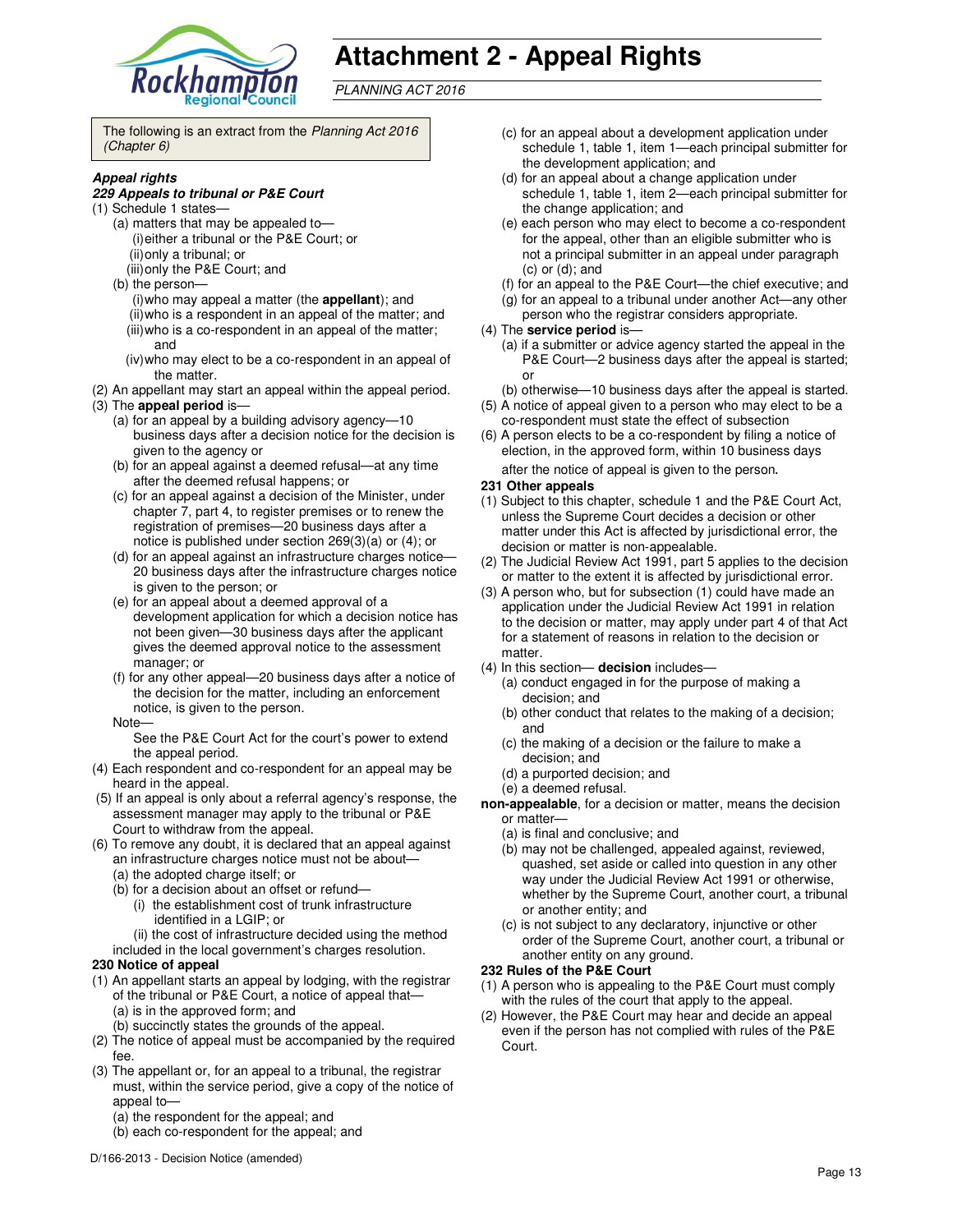# Attachment 2 - Appeal Rights

*PLANNING ACT 2016*

The following is an extract from the *Planning Act 2016 (Chapter 6)*

***Appeal rights***

***229 Appeals to tribunal or P&E Court***

(1) Schedule 1 states—

(a) matters that may be appealed to—

(i) either a tribunal or the P&E Court; or

(ii) only a tribunal; or

(iii) only the P&E Court; and

(b) the person—

(i) who may appeal a matter (the **appellant**); and

(ii) who is a respondent in an appeal of the matter; and

(iii) who is a co-respondent in an appeal of the matter; and

(iv) who may elect to be a co-respondent in an appeal of the matter.

(2) An appellant may start an appeal within the appeal period.

(3) The **appeal period** is—

(a) for an appeal by a building advisory agency—10 business days after a decision notice for the decision is given to the agency or

(b) for an appeal against a deemed refusal—at any time after the deemed refusal happens; or

(c) for an appeal against a decision of the Minister, under chapter 7, part 4, to register premises or to renew the registration of premises—20 business days after a notice is published under section 269(3)(a) or (4); or

(d) for an appeal against an infrastructure charges notice—20 business days after the infrastructure charges notice is given to the person; or

(e) for an appeal about a deemed approval of a development application for which a decision notice has not been given—30 business days after the applicant gives the deemed approval notice to the assessment manager; or

(f) for any other appeal—20 business days after a notice of the decision for the matter, including an enforcement notice, is given to the person.

Note—

See the P&E Court Act for the court's power to extend the appeal period.

(4) Each respondent and co-respondent for an appeal may be heard in the appeal.

(5) If an appeal is only about a referral agency's response, the assessment manager may apply to the tribunal or P&E Court to withdraw from the appeal.

(6) To remove any doubt, it is declared that an appeal against an infrastructure charges notice must not be about—

(a) the adopted charge itself; or

(b) for a decision about an offset or refund—

(i) the establishment cost of trunk infrastructure identified in a LGIP; or

(ii) the cost of infrastructure decided using the method included in the local government's charges resolution.

**230 Notice of appeal**

(1) An appellant starts an appeal by lodging, with the registrar of the tribunal or P&E Court, a notice of appeal that—

(a) is in the approved form; and

(b) succinctly states the grounds of the appeal.

(2) The notice of appeal must be accompanied by the required fee.

(3) The appellant or, for an appeal to a tribunal, the registrar must, within the service period, give a copy of the notice of appeal to—

(a) the respondent for the appeal; and

(b) each co-respondent for the appeal; and

(c) for an appeal about a development application under schedule 1, table 1, item 1—each principal submitter for the development application; and

(d) for an appeal about a change application under schedule 1, table 1, item 2—each principal submitter for the change application; and

(e) each person who may elect to become a co-respondent for the appeal, other than an eligible submitter who is not a principal submitter in an appeal under paragraph (c) or (d); and

(f) for an appeal to the P&E Court—the chief executive; and

(g) for an appeal to a tribunal under another Act—any other person who the registrar considers appropriate.

(4) The **service period** is—

(a) if a submitter or advice agency started the appeal in the P&E Court—2 business days after the appeal is started; or

(b) otherwise—10 business days after the appeal is started.

(5) A notice of appeal given to a person who may elect to be a co-respondent must state the effect of subsection

(6) A person elects to be a co-respondent by filing a notice of election, in the approved form, within 10 business days after the notice of appeal is given to the person.

**231 Other appeals**

(1) Subject to this chapter, schedule 1 and the P&E Court Act, unless the Supreme Court decides a decision or other matter under this Act is affected by jurisdictional error, the decision or matter is non-appealable.

(2) The Judicial Review Act 1991, part 5 applies to the decision or matter to the extent it is affected by jurisdictional error.

(3) A person who, but for subsection (1) could have made an application under the Judicial Review Act 1991 in relation to the decision or matter, may apply under part 4 of that Act for a statement of reasons in relation to the decision or matter.

(4) In this section— **decision** includes—

(a) conduct engaged in for the purpose of making a decision; and

(b) other conduct that relates to the making of a decision; and

(c) the making of a decision or the failure to make a decision; and

(d) a purported decision; and

(e) a deemed refusal.

**non-appealable**, for a decision or matter, means the decision or matter—

(a) is final and conclusive; and

(b) may not be challenged, appealed against, reviewed, quashed, set aside or called into question in any other way under the Judicial Review Act 1991 or otherwise, whether by the Supreme Court, another court, a tribunal or another entity; and

(c) is not subject to any declaratory, injunctive or other order of the Supreme Court, another court, a tribunal or another entity on any ground.

**232 Rules of the P&E Court**

(1) A person who is appealing to the P&E Court must comply with the rules of the court that apply to the appeal.

(2) However, the P&E Court may hear and decide an appeal even if the person has not complied with rules of the P&E Court.

D/166-2013 - Decision Notice (amended)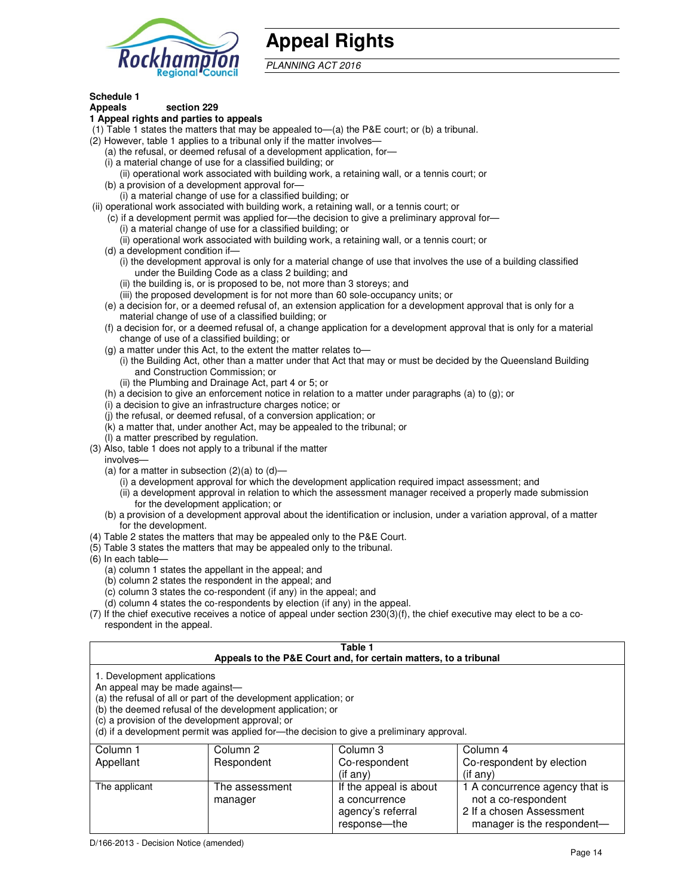# Appeal Rights

*PLANNING ACT 2016*

**Schedule 1**
**Appeals** section 229

**1 Appeal rights and parties to appeals**

(1) Table 1 states the matters that may be appealed to—(a) the P&E court; or (b) a tribunal.

(2) However, table 1 applies to a tribunal only if the matter involves—

(a) the refusal, or deemed refusal of a development application, for—

(i) a material change of use for a classified building; or

(ii) operational work associated with building work, a retaining wall, or a tennis court; or

(b) a provision of a development approval for—

(i) a material change of use for a classified building; or

(ii) operational work associated with building work, a retaining wall, or a tennis court; or

(c) if a development permit was applied for—the decision to give a preliminary approval for—

(i) a material change of use for a classified building; or

(ii) operational work associated with building work, a retaining wall, or a tennis court; or

(d) a development condition if—

(i) the development approval is only for a material change of use that involves the use of a building classified under the Building Code as a class 2 building; and

(ii) the building is, or is proposed to be, not more than 3 storeys; and

(iii) the proposed development is for not more than 60 sole-occupancy units; or

(e) a decision for, or a deemed refusal of, an extension application for a development approval that is only for a material change of use of a classified building; or

(f) a decision for, or a deemed refusal of, a change application for a development approval that is only for a material change of use of a classified building; or

(g) a matter under this Act, to the extent the matter relates to—

(i) the Building Act, other than a matter under that Act that may or must be decided by the Queensland Building and Construction Commission; or

(ii) the Plumbing and Drainage Act, part 4 or 5; or

(h) a decision to give an enforcement notice in relation to a matter under paragraphs (a) to (g); or

(i) a decision to give an infrastructure charges notice; or

(j) the refusal, or deemed refusal, of a conversion application; or

(k) a matter that, under another Act, may be appealed to the tribunal; or

(l) a matter prescribed by regulation.

(3) Also, table 1 does not apply to a tribunal if the matter involves—

(a) for a matter in subsection (2)(a) to (d)—

(i) a development approval for which the development application required impact assessment; and

(ii) a development approval in relation to which the assessment manager received a properly made submission for the development application; or

(b) a provision of a development approval about the identification or inclusion, under a variation approval, of a matter for the development.

(4) Table 2 states the matters that may be appealed only to the P&E Court.

(5) Table 3 states the matters that may be appealed only to the tribunal.

(6) In each table—

(a) column 1 states the appellant in the appeal; and

(b) column 2 states the respondent in the appeal; and

(c) column 3 states the co-respondent (if any) in the appeal; and

(d) column 4 states the co-respondents by election (if any) in the appeal.

(7) If the chief executive receives a notice of appeal under section 230(3)(f), the chief executive may elect to be a co-respondent in the appeal.

**Table 1**
**Appeals to the P&E Court and, for certain matters, to a tribunal**

1. Development applications

An appeal may be made against—

(a) the refusal of all or part of the development application; or

(b) the deemed refusal of the development application; or

(c) a provision of the development approval; or

(d) if a development permit was applied for—the decision to give a preliminary approval.

| Column 1<br>Appellant | Column 2<br>Respondent | Column 3<br>Co-respondent<br>(if any) | Column 4<br>Co-respondent by election<br>(if any) |
|---|---|---|---|
| The applicant | The assessment manager | If the appeal is about a concurrence agency's referral response—the | 1 A concurrence agency that is not a co-respondent<br>2 If a chosen Assessment manager is the respondent— |

D/166-2013 - Decision Notice (amended)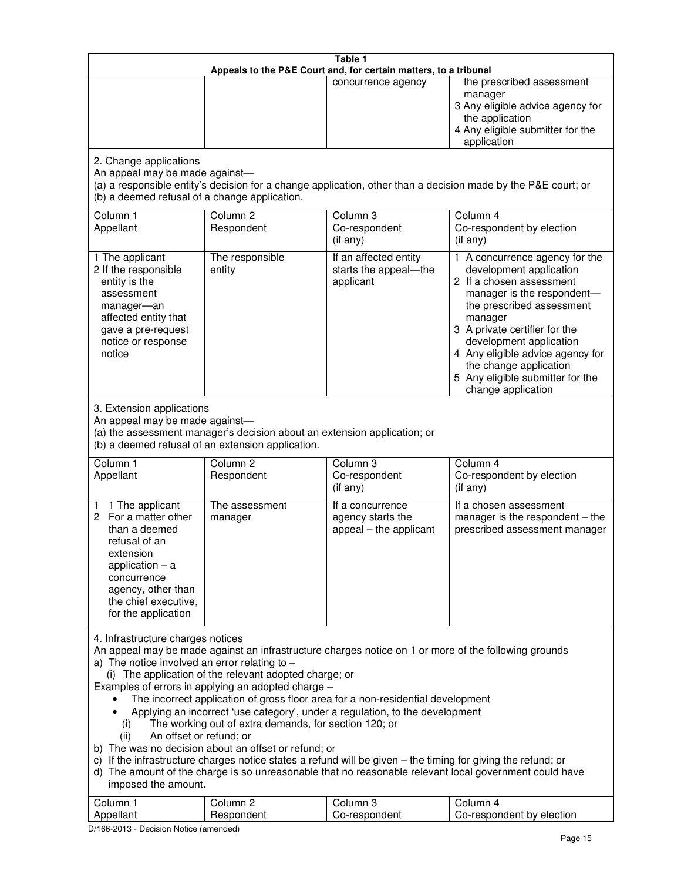| Table 1<br>Appeals to the P&E Court and, for certain matters, to a tribunal | | | |
|---|---|---|---|
| | | concurrence agency | the prescribed assessment manager<br>3 Any eligible advice agency for the application<br>4 Any eligible submitter for the application |

2. Change applications
An appeal may be made against—
(a) a responsible entity's decision for a change application, other than a decision made by the P&E court; or
(b) a deemed refusal of a change application.

| Column 1<br>Appellant | Column 2<br>Respondent | Column 3<br>Co-respondent<br>(if any) | Column 4<br>Co-respondent by election<br>(if any) |
|---|---|---|---|
| 1 The applicant<br>2 If the responsible entity is the assessment manager—an affected entity that gave a pre-request notice or response notice | The responsible entity | If an affected entity starts the appeal—the applicant | 1 A concurrence agency for the development application<br>2 If a chosen assessment manager is the respondent—the prescribed assessment manager<br>3 A private certifier for the development application<br>4 Any eligible advice agency for the change application<br>5 Any eligible submitter for the change application |

3. Extension applications
An appeal may be made against—
(a) the assessment manager's decision about an extension application; or
(b) a deemed refusal of an extension application.

| Column 1<br>Appellant | Column 2<br>Respondent | Column 3<br>Co-respondent<br>(if any) | Column 4<br>Co-respondent by election<br>(if any) |
|---|---|---|---|
| 1 1 The applicant<br>2 For a matter other than a deemed refusal of an extension application – a concurrence agency, other than the chief executive, for the application | The assessment manager | If a concurrence agency starts the appeal – the applicant | If a chosen assessment manager is the respondent – the prescribed assessment manager |

4. Infrastructure charges notices
An appeal may be made against an infrastructure charges notice on 1 or more of the following grounds
a) The notice involved an error relating to –
  (i) The application of the relevant adopted charge; or
Examples of errors in applying an adopted charge –
- The incorrect application of gross floor area for a non-residential development
- Applying an incorrect 'use category', under a regulation, to the development
  (i) The working out of extra demands, for section 120; or
  (ii) An offset or refund; or
b) The was no decision about an offset or refund; or
c) If the infrastructure charges notice states a refund will be given – the timing for giving the refund; or
d) The amount of the charge is so unreasonable that no reasonable relevant local government could have imposed the amount.

| Column 1<br>Appellant | Column 2<br>Respondent | Column 3<br>Co-respondent | Column 4<br>Co-respondent by election |
|---|---|---|---|

D/166-2013 - Decision Notice (amended)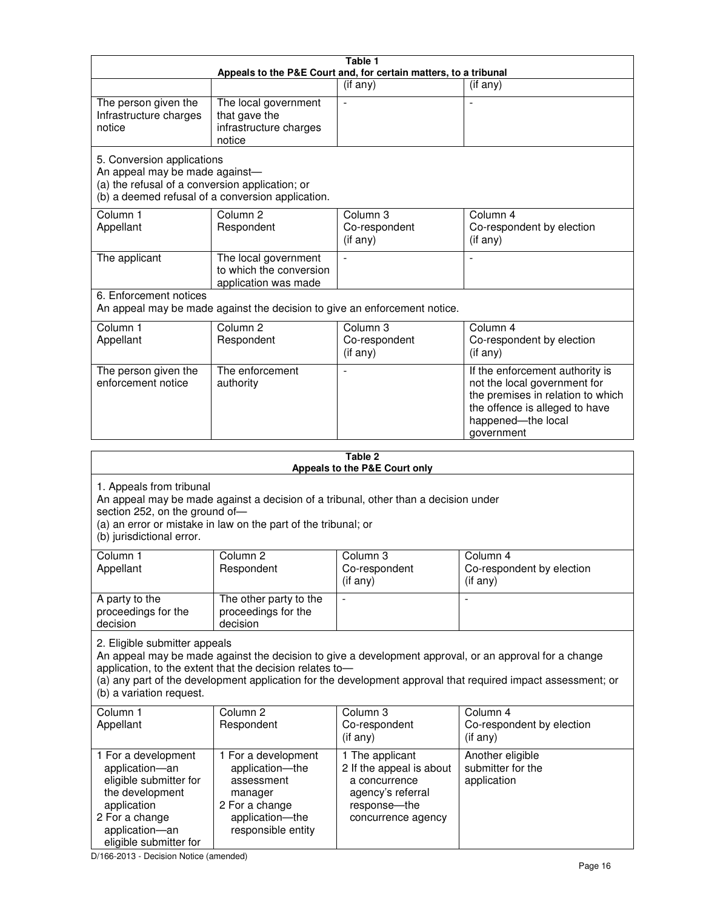| Table 1 | | | |
|---|---|---|---|
| **Appeals to the P&E Court and, for certain matters, to a tribunal** | | | |
| | | (if any) | (if any) |
| The person given the Infrastructure charges notice | The local government that gave the infrastructure charges notice | - | - |
| 5. Conversion applications<br>An appeal may be made against—<br>(a) the refusal of a conversion application; or<br>(b) a deemed refusal of a conversion application. | | | |
| Column 1<br>Appellant | Column 2<br>Respondent | Column 3<br>Co-respondent<br>(if any) | Column 4<br>Co-respondent by election<br>(if any) |
| The applicant | The local government to which the conversion application was made | - | - |
| 6. Enforcement notices<br>An appeal may be made against the decision to give an enforcement notice. | | | |
| Column 1<br>Appellant | Column 2<br>Respondent | Column 3<br>Co-respondent<br>(if any) | Column 4<br>Co-respondent by election<br>(if any) |
| The person given the enforcement notice | The enforcement authority | - | If the enforcement authority is not the local government for the premises in relation to which the offence is alleged to have happened—the local government |

| Table 2 | | | |
|---|---|---|---|
| **Appeals to the P&E Court only** | | | |
| 1. Appeals from tribunal<br>An appeal may be made against a decision of a tribunal, other than a decision under section 252, on the ground of—<br>(a) an error or mistake in law on the part of the tribunal; or<br>(b) jurisdictional error. | | | |
| Column 1<br>Appellant | Column 2<br>Respondent | Column 3<br>Co-respondent<br>(if any) | Column 4<br>Co-respondent by election<br>(if any) |
| A party to the proceedings for the decision | The other party to the proceedings for the decision | - | - |
| 2. Eligible submitter appeals<br>An appeal may be made against the decision to give a development approval, or an approval for a change application, to the extent that the decision relates to—<br>(a) any part of the development application for the development approval that required impact assessment; or<br>(b) a variation request. | | | |
| Column 1<br>Appellant | Column 2<br>Respondent | Column 3<br>Co-respondent<br>(if any) | Column 4<br>Co-respondent by election<br>(if any) |
| 1 For a development application—an eligible submitter for the development application<br>2 For a change application—an eligible submitter for | 1 For a development application—the assessment manager<br>2 For a change application—the responsible entity | 1 The applicant<br>2 If the appeal is about a concurrence agency's referral response—the concurrence agency | Another eligible submitter for the application |

D/166-2013 - Decision Notice (amended)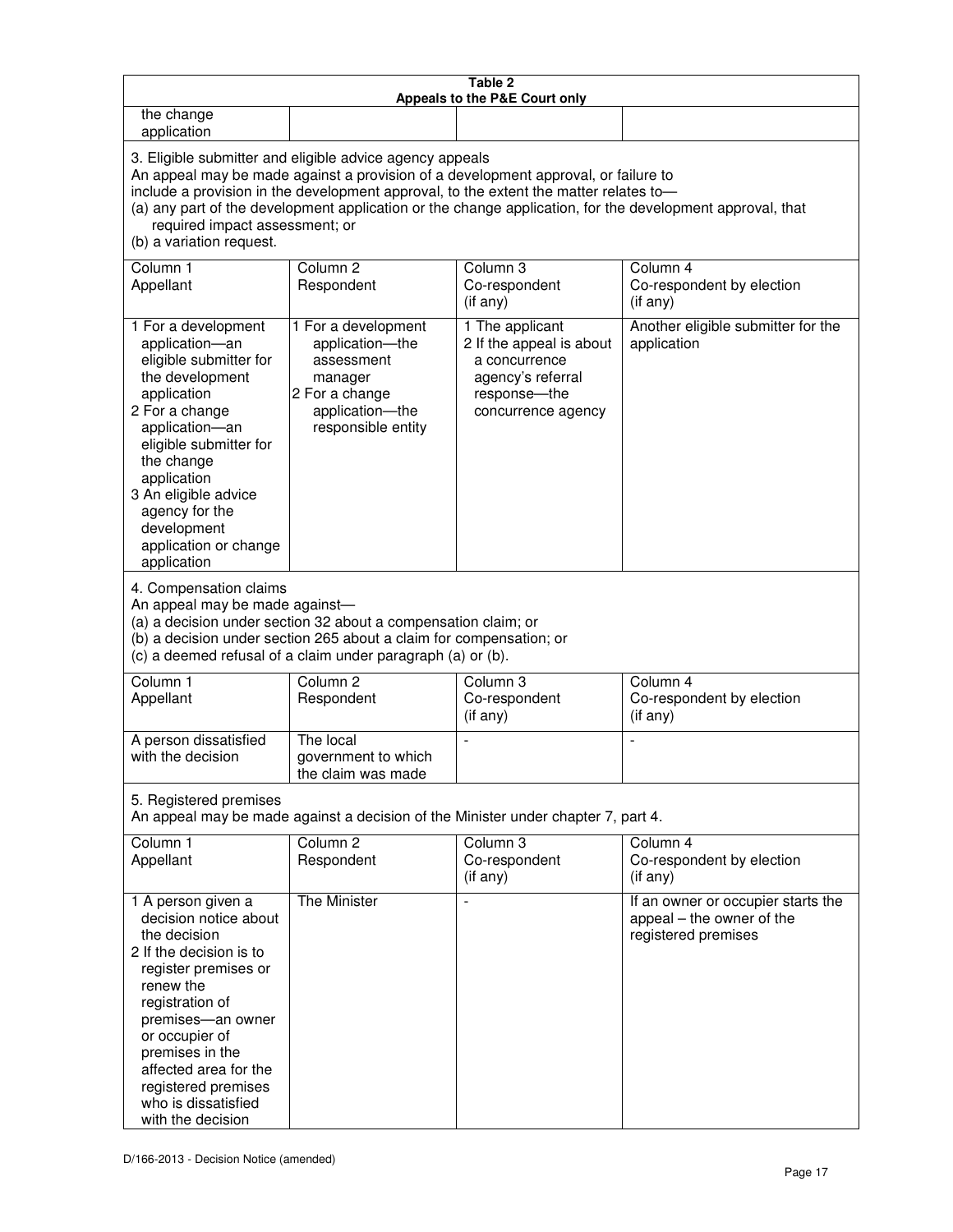**Table 2**
**Appeals to the P&E Court only**

| | | | |
|---|---|---|---|
| the change application | | | |

3. Eligible submitter and eligible advice agency appeals

An appeal may be made against a provision of a development approval, or failure to include a provision in the development approval, to the extent the matter relates to—

(a) any part of the development application or the change application, for the development approval, that required impact assessment; or

(b) a variation request.

| Column 1<br>Appellant | Column 2<br>Respondent | Column 3<br>Co-respondent<br>(if any) | Column 4<br>Co-respondent by election<br>(if any) |
|---|---|---|---|
| 1 For a development application—an eligible submitter for the development application<br>2 For a change application—an eligible submitter for the change application<br>3 An eligible advice agency for the development application or change application | 1 For a development application—the assessment manager<br>2 For a change application—the responsible entity | 1 The applicant<br>2 If the appeal is about a concurrence agency's referral response—the concurrence agency | Another eligible submitter for the application |

4. Compensation claims

An appeal may be made against—

(a) a decision under section 32 about a compensation claim; or

(b) a decision under section 265 about a claim for compensation; or

(c) a deemed refusal of a claim under paragraph (a) or (b).

| Column 1<br>Appellant | Column 2<br>Respondent | Column 3<br>Co-respondent<br>(if any) | Column 4<br>Co-respondent by election<br>(if any) |
|---|---|---|---|
| A person dissatisfied with the decision | The local government to which the claim was made | - | - |

5. Registered premises

An appeal may be made against a decision of the Minister under chapter 7, part 4.

| Column 1<br>Appellant | Column 2<br>Respondent | Column 3<br>Co-respondent<br>(if any) | Column 4<br>Co-respondent by election<br>(if any) |
|---|---|---|---|
| 1 A person given a decision notice about the decision<br>2 If the decision is to register premises or renew the registration of premises—an owner or occupier of premises in the affected area for the registered premises who is dissatisfied with the decision | The Minister | - | If an owner or occupier starts the appeal – the owner of the registered premises |

D/166-2013 - Decision Notice (amended)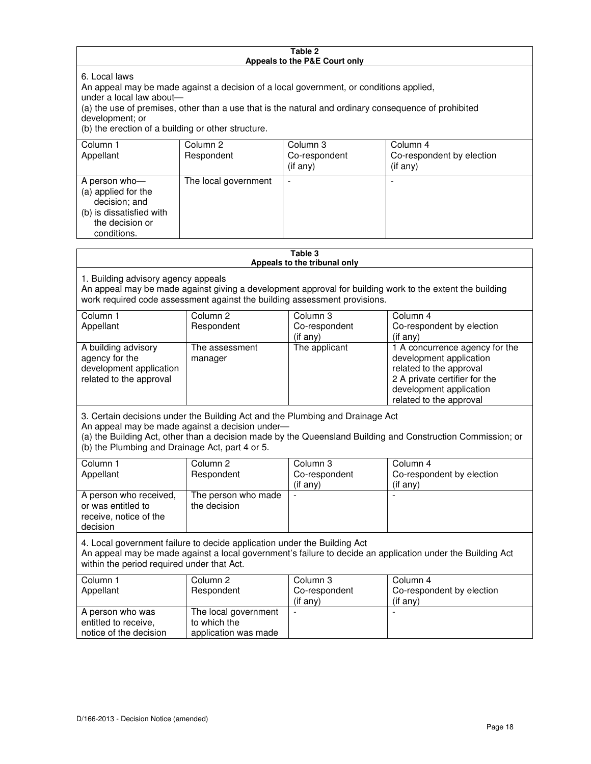**Table 2**
**Appeals to the P&E Court only**

6. Local laws
An appeal may be made against a decision of a local government, or conditions applied, under a local law about—
(a) the use of premises, other than a use that is the natural and ordinary consequence of prohibited development; or
(b) the erection of a building or other structure.

| Column 1 Appellant | Column 2 Respondent | Column 3 Co-respondent (if any) | Column 4 Co-respondent by election (if any) |
|---|---|---|---|
| A person who— (a) applied for the decision; and (b) is dissatisfied with the decision or conditions. | The local government | - | - |

**Table 3**
**Appeals to the tribunal only**

1. Building advisory agency appeals
An appeal may be made against giving a development approval for building work to the extent the building work required code assessment against the building assessment provisions.

| Column 1 Appellant | Column 2 Respondent | Column 3 Co-respondent (if any) | Column 4 Co-respondent by election (if any) |
|---|---|---|---|
| A building advisory agency for the development application related to the approval | The assessment manager | The applicant | 1 A concurrence agency for the development application related to the approval 2 A private certifier for the development application related to the approval |

3. Certain decisions under the Building Act and the Plumbing and Drainage Act
An appeal may be made against a decision under—
(a) the Building Act, other than a decision made by the Queensland Building and Construction Commission; or
(b) the Plumbing and Drainage Act, part 4 or 5.

| Column 1 Appellant | Column 2 Respondent | Column 3 Co-respondent (if any) | Column 4 Co-respondent by election (if any) |
|---|---|---|---|
| A person who received, or was entitled to receive, notice of the decision | The person who made the decision | - | - |

4. Local government failure to decide application under the Building Act
An appeal may be made against a local government's failure to decide an application under the Building Act within the period required under that Act.

| Column 1 Appellant | Column 2 Respondent | Column 3 Co-respondent (if any) | Column 4 Co-respondent by election (if any) |
|---|---|---|---|
| A person who was entitled to receive, notice of the decision | The local government to which the application was made | - | - |

D/166-2013 - Decision Notice (amended)